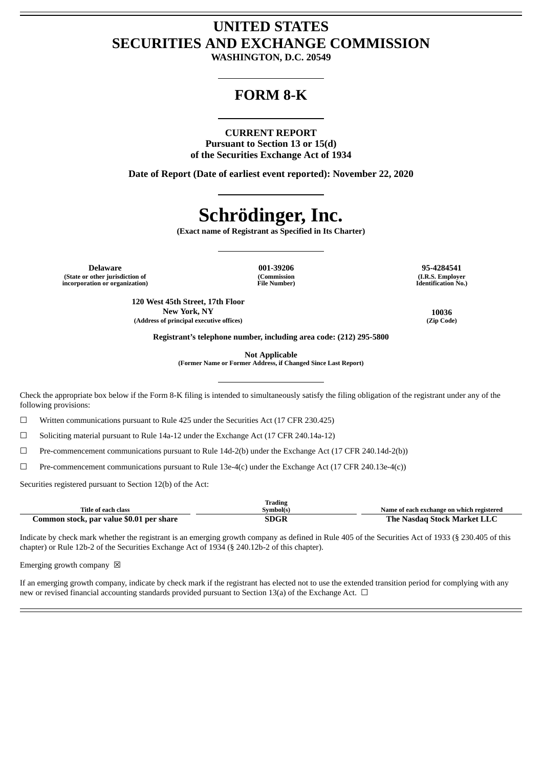# UNITED STATES
# SECURITIES AND EXCHANGE COMMISSION

**WASHINGTON, D.C. 20549**

## FORM 8-K

**CURRENT REPORT**
**Pursuant to Section 13 or 15(d)**
**of the Securities Exchange Act of 1934**

**Date of Report (Date of earliest event reported): November 22, 2020**

# Schrödinger, Inc.

**(Exact name of Registrant as Specified in Its Charter)**

| Delaware | 001-39206 | 95-4284541 |
|---|---|---|
| (State or other jurisdiction of incorporation or organization) | (Commission File Number) | (I.R.S. Employer Identification No.) |

| 120 West 45th Street, 17th Floor New York, NY | 10036 |
|---|---|
| (Address of principal executive offices) | (Zip Code) |

**Registrant's telephone number, including area code: (212) 295-5800**

**Not Applicable**
**(Former Name or Former Address, if Changed Since Last Report)**

Check the appropriate box below if the Form 8-K filing is intended to simultaneously satisfy the filing obligation of the registrant under any of the following provisions:

☐ Written communications pursuant to Rule 425 under the Securities Act (17 CFR 230.425)

☐ Soliciting material pursuant to Rule 14a-12 under the Exchange Act (17 CFR 240.14a-12)

☐ Pre-commencement communications pursuant to Rule 14d-2(b) under the Exchange Act (17 CFR 240.14d-2(b))

☐ Pre-commencement communications pursuant to Rule 13e-4(c) under the Exchange Act (17 CFR 240.13e-4(c))

Securities registered pursuant to Section 12(b) of the Act:

| Title of each class | Trading Symbol(s) | Name of each exchange on which registered |
|---|---|---|
| **Common stock, par value $0.01 per share** | **SDGR** | **The Nasdaq Stock Market LLC** |

Indicate by check mark whether the registrant is an emerging growth company as defined in Rule 405 of the Securities Act of 1933 (§ 230.405 of this chapter) or Rule 12b-2 of the Securities Exchange Act of 1934 (§ 240.12b-2 of this chapter).

Emerging growth company ☒

If an emerging growth company, indicate by check mark if the registrant has elected not to use the extended transition period for complying with any new or revised financial accounting standards provided pursuant to Section 13(a) of the Exchange Act. ☐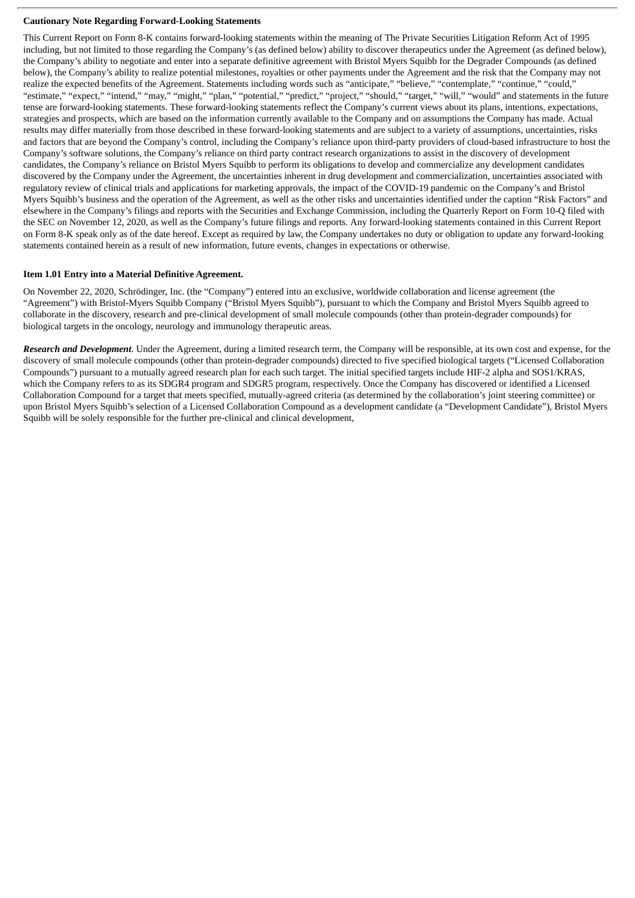**Cautionary Note Regarding Forward-Looking Statements**

This Current Report on Form 8-K contains forward-looking statements within the meaning of The Private Securities Litigation Reform Act of 1995 including, but not limited to those regarding the Company's (as defined below) ability to discover therapeutics under the Agreement (as defined below), the Company's ability to negotiate and enter into a separate definitive agreement with Bristol Myers Squibb for the Degrader Compounds (as defined below), the Company's ability to realize potential milestones, royalties or other payments under the Agreement and the risk that the Company may not realize the expected benefits of the Agreement. Statements including words such as "anticipate," "believe," "contemplate," "continue," "could," "estimate," "expect," "intend," "may," "might," "plan," "potential," "predict," "project," "should," "target," "will," "would" and statements in the future tense are forward-looking statements. These forward-looking statements reflect the Company's current views about its plans, intentions, expectations, strategies and prospects, which are based on the information currently available to the Company and on assumptions the Company has made. Actual results may differ materially from those described in these forward-looking statements and are subject to a variety of assumptions, uncertainties, risks and factors that are beyond the Company's control, including the Company's reliance upon third-party providers of cloud-based infrastructure to host the Company's software solutions, the Company's reliance on third party contract research organizations to assist in the discovery of development candidates, the Company's reliance on Bristol Myers Squibb to perform its obligations to develop and commercialize any development candidates discovered by the Company under the Agreement, the uncertainties inherent in drug development and commercialization, uncertainties associated with regulatory review of clinical trials and applications for marketing approvals, the impact of the COVID-19 pandemic on the Company's and Bristol Myers Squibb's business and the operation of the Agreement, as well as the other risks and uncertainties identified under the caption "Risk Factors" and elsewhere in the Company's filings and reports with the Securities and Exchange Commission, including the Quarterly Report on Form 10-Q filed with the SEC on November 12, 2020, as well as the Company's future filings and reports. Any forward-looking statements contained in this Current Report on Form 8-K speak only as of the date hereof. Except as required by law, the Company undertakes no duty or obligation to update any forward-looking statements contained herein as a result of new information, future events, changes in expectations or otherwise.

**Item 1.01 Entry into a Material Definitive Agreement.**

On November 22, 2020, Schrödinger, Inc. (the "Company") entered into an exclusive, worldwide collaboration and license agreement (the "Agreement") with Bristol-Myers Squibb Company ("Bristol Myers Squibb"), pursuant to which the Company and Bristol Myers Squibb agreed to collaborate in the discovery, research and pre-clinical development of small molecule compounds (other than protein-degrader compounds) for biological targets in the oncology, neurology and immunology therapeutic areas.

***Research and Development***. Under the Agreement, during a limited research term, the Company will be responsible, at its own cost and expense, for the discovery of small molecule compounds (other than protein-degrader compounds) directed to five specified biological targets ("Licensed Collaboration Compounds") pursuant to a mutually agreed research plan for each such target. The initial specified targets include HIF-2 alpha and SOS1/KRAS, which the Company refers to as its SDGR4 program and SDGR5 program, respectively. Once the Company has discovered or identified a Licensed Collaboration Compound for a target that meets specified, mutually-agreed criteria (as determined by the collaboration's joint steering committee) or upon Bristol Myers Squibb's selection of a Licensed Collaboration Compound as a development candidate (a "Development Candidate"), Bristol Myers Squibb will be solely responsible for the further pre-clinical and clinical development,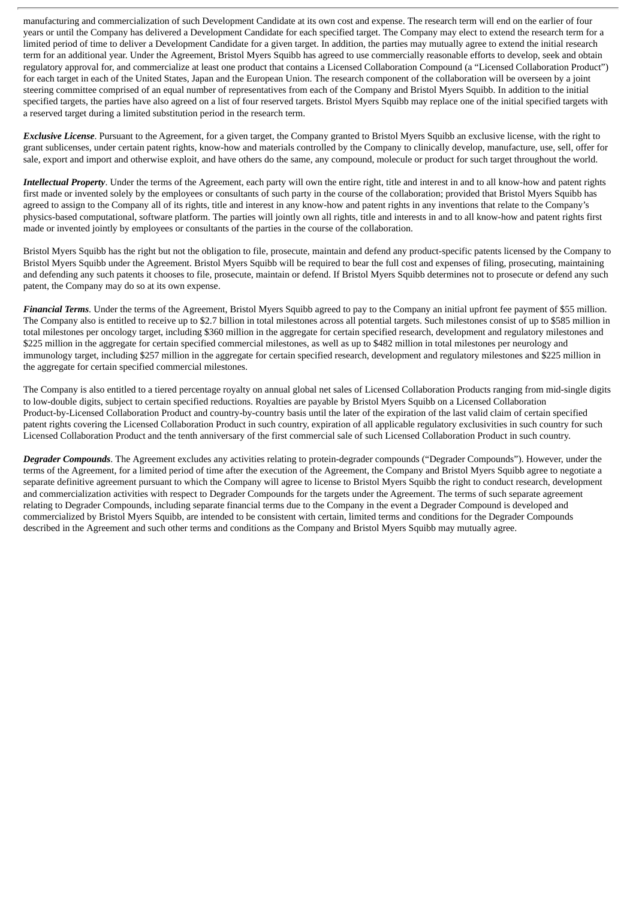manufacturing and commercialization of such Development Candidate at its own cost and expense. The research term will end on the earlier of four years or until the Company has delivered a Development Candidate for each specified target. The Company may elect to extend the research term for a limited period of time to deliver a Development Candidate for a given target. In addition, the parties may mutually agree to extend the initial research term for an additional year. Under the Agreement, Bristol Myers Squibb has agreed to use commercially reasonable efforts to develop, seek and obtain regulatory approval for, and commercialize at least one product that contains a Licensed Collaboration Compound (a "Licensed Collaboration Product") for each target in each of the United States, Japan and the European Union. The research component of the collaboration will be overseen by a joint steering committee comprised of an equal number of representatives from each of the Company and Bristol Myers Squibb. In addition to the initial specified targets, the parties have also agreed on a list of four reserved targets. Bristol Myers Squibb may replace one of the initial specified targets with a reserved target during a limited substitution period in the research term.

***Exclusive License***. Pursuant to the Agreement, for a given target, the Company granted to Bristol Myers Squibb an exclusive license, with the right to grant sublicenses, under certain patent rights, know-how and materials controlled by the Company to clinically develop, manufacture, use, sell, offer for sale, export and import and otherwise exploit, and have others do the same, any compound, molecule or product for such target throughout the world.

***Intellectual Property***. Under the terms of the Agreement, each party will own the entire right, title and interest in and to all know-how and patent rights first made or invented solely by the employees or consultants of such party in the course of the collaboration; provided that Bristol Myers Squibb has agreed to assign to the Company all of its rights, title and interest in any know-how and patent rights in any inventions that relate to the Company's physics-based computational, software platform. The parties will jointly own all rights, title and interests in and to all know-how and patent rights first made or invented jointly by employees or consultants of the parties in the course of the collaboration.

Bristol Myers Squibb has the right but not the obligation to file, prosecute, maintain and defend any product-specific patents licensed by the Company to Bristol Myers Squibb under the Agreement. Bristol Myers Squibb will be required to bear the full cost and expenses of filing, prosecuting, maintaining and defending any such patents it chooses to file, prosecute, maintain or defend. If Bristol Myers Squibb determines not to prosecute or defend any such patent, the Company may do so at its own expense.

***Financial Terms***. Under the terms of the Agreement, Bristol Myers Squibb agreed to pay to the Company an initial upfront fee payment of $55 million. The Company also is entitled to receive up to $2.7 billion in total milestones across all potential targets. Such milestones consist of up to $585 million in total milestones per oncology target, including $360 million in the aggregate for certain specified research, development and regulatory milestones and $225 million in the aggregate for certain specified commercial milestones, as well as up to $482 million in total milestones per neurology and immunology target, including $257 million in the aggregate for certain specified research, development and regulatory milestones and $225 million in the aggregate for certain specified commercial milestones.

The Company is also entitled to a tiered percentage royalty on annual global net sales of Licensed Collaboration Products ranging from mid-single digits to low-double digits, subject to certain specified reductions. Royalties are payable by Bristol Myers Squibb on a Licensed Collaboration Product-by-Licensed Collaboration Product and country-by-country basis until the later of the expiration of the last valid claim of certain specified patent rights covering the Licensed Collaboration Product in such country, expiration of all applicable regulatory exclusivities in such country for such Licensed Collaboration Product and the tenth anniversary of the first commercial sale of such Licensed Collaboration Product in such country.

***Degrader Compounds***. The Agreement excludes any activities relating to protein-degrader compounds ("Degrader Compounds"). However, under the terms of the Agreement, for a limited period of time after the execution of the Agreement, the Company and Bristol Myers Squibb agree to negotiate a separate definitive agreement pursuant to which the Company will agree to license to Bristol Myers Squibb the right to conduct research, development and commercialization activities with respect to Degrader Compounds for the targets under the Agreement. The terms of such separate agreement relating to Degrader Compounds, including separate financial terms due to the Company in the event a Degrader Compound is developed and commercialized by Bristol Myers Squibb, are intended to be consistent with certain, limited terms and conditions for the Degrader Compounds described in the Agreement and such other terms and conditions as the Company and Bristol Myers Squibb may mutually agree.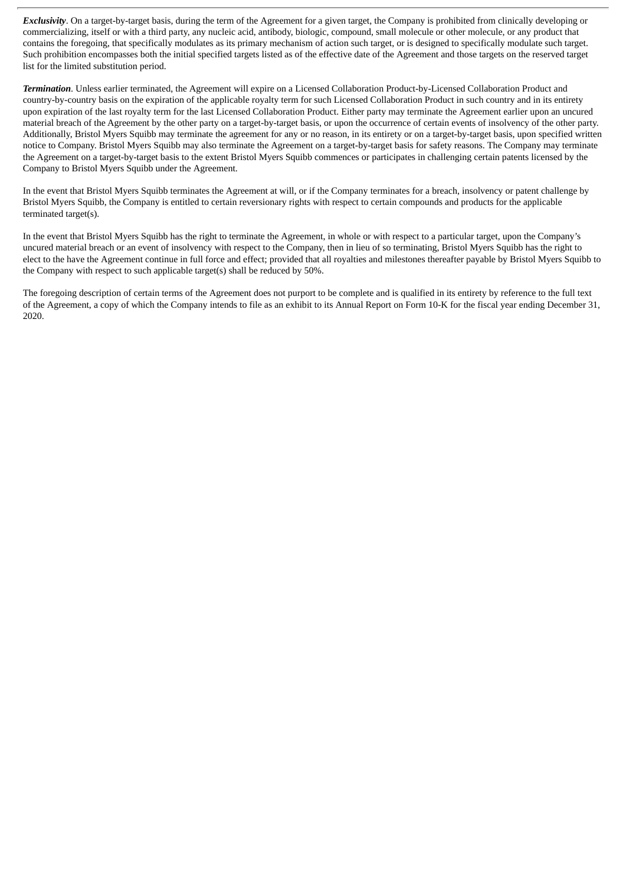***Exclusivity***. On a target-by-target basis, during the term of the Agreement for a given target, the Company is prohibited from clinically developing or commercializing, itself or with a third party, any nucleic acid, antibody, biologic, compound, small molecule or other molecule, or any product that contains the foregoing, that specifically modulates as its primary mechanism of action such target, or is designed to specifically modulate such target. Such prohibition encompasses both the initial specified targets listed as of the effective date of the Agreement and those targets on the reserved target list for the limited substitution period.

***Termination***. Unless earlier terminated, the Agreement will expire on a Licensed Collaboration Product-by-Licensed Collaboration Product and country-by-country basis on the expiration of the applicable royalty term for such Licensed Collaboration Product in such country and in its entirety upon expiration of the last royalty term for the last Licensed Collaboration Product. Either party may terminate the Agreement earlier upon an uncured material breach of the Agreement by the other party on a target-by-target basis, or upon the occurrence of certain events of insolvency of the other party. Additionally, Bristol Myers Squibb may terminate the agreement for any or no reason, in its entirety or on a target-by-target basis, upon specified written notice to Company. Bristol Myers Squibb may also terminate the Agreement on a target-by-target basis for safety reasons. The Company may terminate the Agreement on a target-by-target basis to the extent Bristol Myers Squibb commences or participates in challenging certain patents licensed by the Company to Bristol Myers Squibb under the Agreement.

In the event that Bristol Myers Squibb terminates the Agreement at will, or if the Company terminates for a breach, insolvency or patent challenge by Bristol Myers Squibb, the Company is entitled to certain reversionary rights with respect to certain compounds and products for the applicable terminated target(s).

In the event that Bristol Myers Squibb has the right to terminate the Agreement, in whole or with respect to a particular target, upon the Company's uncured material breach or an event of insolvency with respect to the Company, then in lieu of so terminating, Bristol Myers Squibb has the right to elect to the have the Agreement continue in full force and effect; provided that all royalties and milestones thereafter payable by Bristol Myers Squibb to the Company with respect to such applicable target(s) shall be reduced by 50%.

The foregoing description of certain terms of the Agreement does not purport to be complete and is qualified in its entirety by reference to the full text of the Agreement, a copy of which the Company intends to file as an exhibit to its Annual Report on Form 10-K for the fiscal year ending December 31, 2020.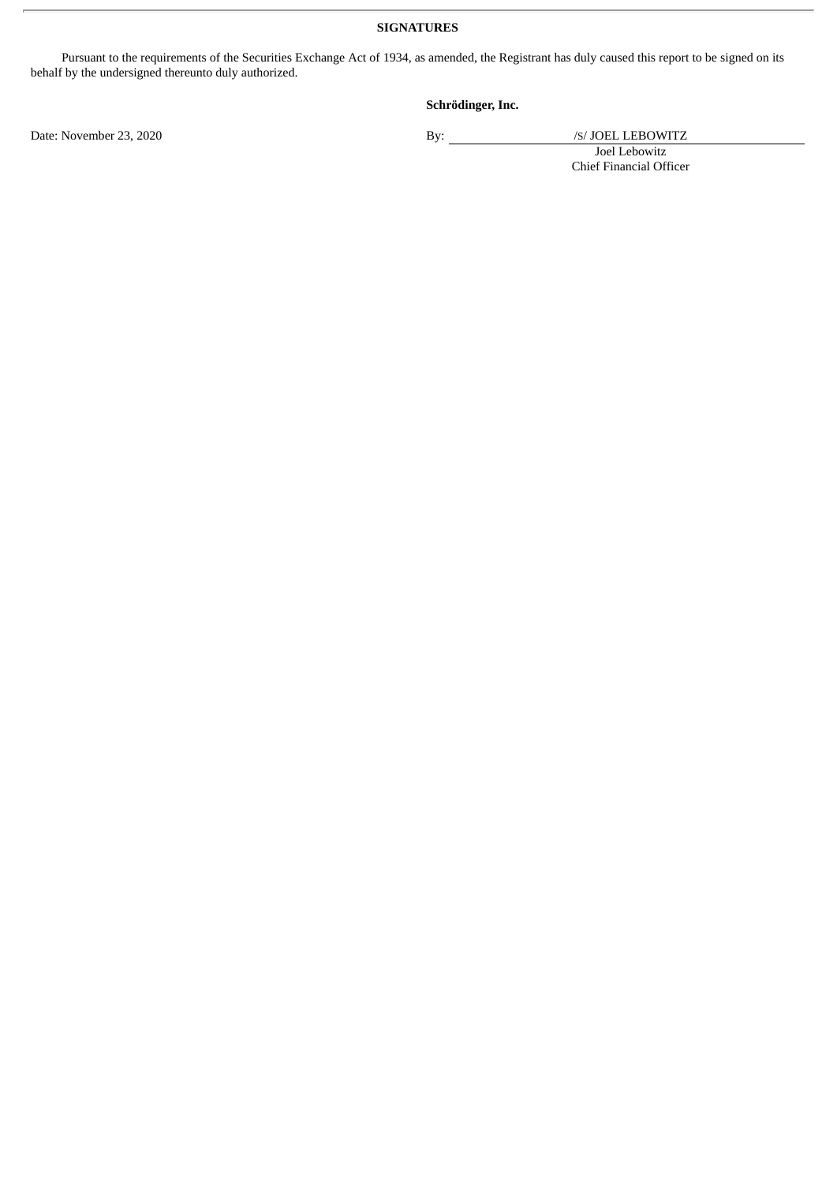**SIGNATURES**

Pursuant to the requirements of the Securities Exchange Act of 1934, as amended, the Registrant has duly caused this report to be signed on its behalf by the undersigned thereunto duly authorized.

**Schrödinger, Inc.**

Date: November 23, 2020

By: /S/ JOEL LEBOWITZ
Joel Lebowitz
Chief Financial Officer